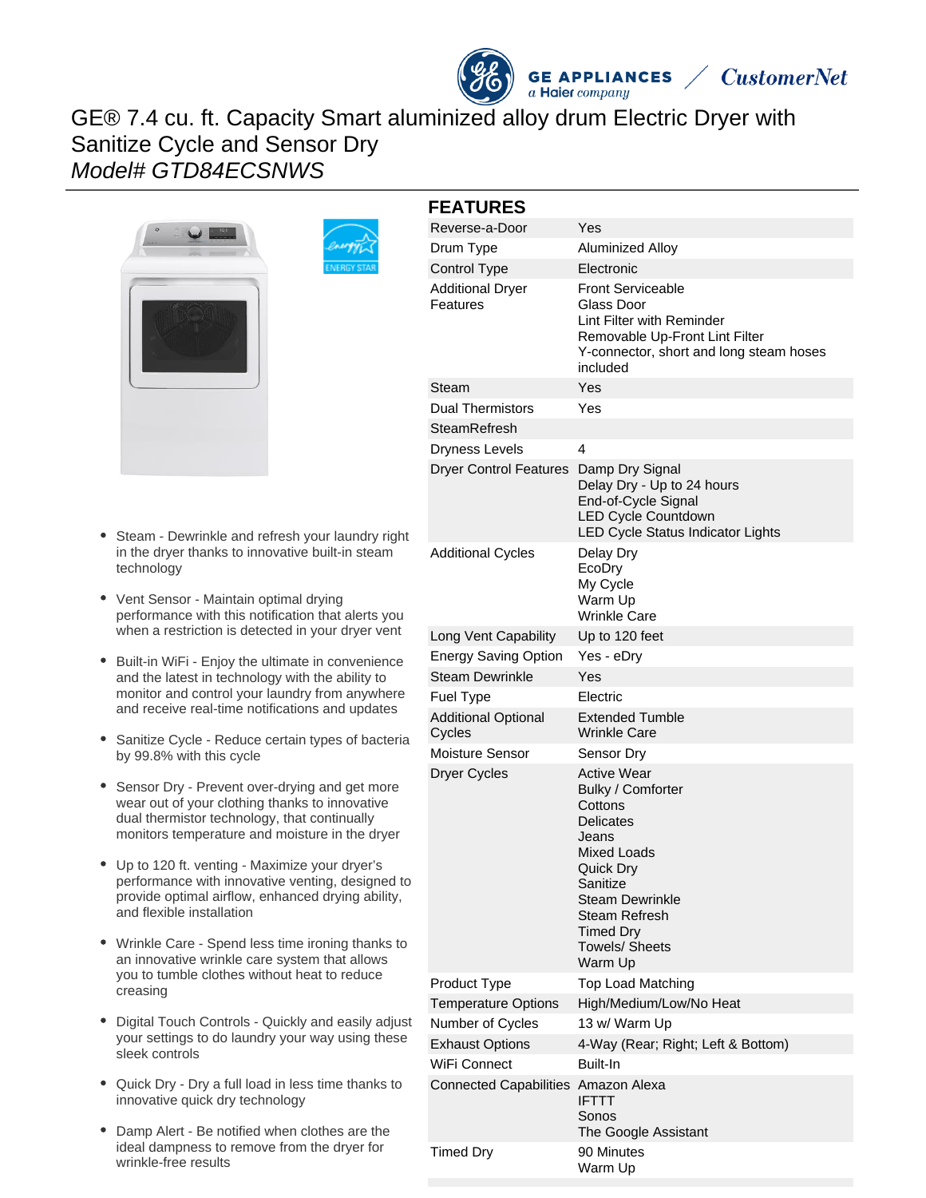# GE® 7.4 cu. ft. Capacity Smart aluminized alloy drum Electric Dryer with Sanitize Cycle and Sensor Dry

*Model# GTD84ECSNWS*

- Steam - Dewrinkle and refresh your laundry right in the dryer thanks to innovative built-in steam technology
- Vent Sensor - Maintain optimal drying performance with this notification that alerts you when a restriction is detected in your dryer vent
- Built-in WiFi - Enjoy the ultimate in convenience and the latest in technology with the ability to monitor and control your laundry from anywhere and receive real-time notifications and updates
- Sanitize Cycle - Reduce certain types of bacteria by 99.8% with this cycle
- Sensor Dry - Prevent over-drying and get more wear out of your clothing thanks to innovative dual thermistor technology, that continually monitors temperature and moisture in the dryer
- Up to 120 ft. venting - Maximize your dryer's performance with innovative venting, designed to provide optimal airflow, enhanced drying ability, and flexible installation
- Wrinkle Care - Spend less time ironing thanks to an innovative wrinkle care system that allows you to tumble clothes without heat to reduce creasing
- Digital Touch Controls - Quickly and easily adjust your settings to do laundry your way using these sleek controls
- Quick Dry - Dry a full load in less time thanks to innovative quick dry technology
- Damp Alert - Be notified when clothes are the ideal dampness to remove from the dryer for wrinkle-free results

## FEATURES

| | |
|---|---|
| Reverse-a-Door | Yes |
| Drum Type | Aluminized Alloy |
| Control Type | Electronic |
| Additional Dryer Features | Front Serviceable<br>Glass Door<br>Lint Filter with Reminder<br>Removable Up-Front Lint Filter<br>Y-connector, short and long steam hoses included |
| Steam | Yes |
| Dual Thermistors | Yes |
| SteamRefresh | |
| Dryness Levels | 4 |
| Dryer Control Features | Damp Dry Signal<br>Delay Dry - Up to 24 hours<br>End-of-Cycle Signal<br>LED Cycle Countdown<br>LED Cycle Status Indicator Lights |
| Additional Cycles | Delay Dry<br>EcoDry<br>My Cycle<br>Warm Up<br>Wrinkle Care |
| Long Vent Capability | Up to 120 feet |
| Energy Saving Option | Yes - eDry |
| Steam Dewrinkle | Yes |
| Fuel Type | Electric |
| Additional Optional Cycles | Extended Tumble<br>Wrinkle Care |
| Moisture Sensor | Sensor Dry |
| Dryer Cycles | Active Wear<br>Bulky / Comforter<br>Cottons<br>Delicates<br>Jeans<br>Mixed Loads<br>Quick Dry<br>Sanitize<br>Steam Dewrinkle<br>Steam Refresh<br>Timed Dry<br>Towels/ Sheets<br>Warm Up |
| Product Type | Top Load Matching |
| Temperature Options | High/Medium/Low/No Heat |
| Number of Cycles | 13 w/ Warm Up |
| Exhaust Options | 4-Way (Rear; Right; Left & Bottom) |
| WiFi Connect | Built-In |
| Connected Capabilities | Amazon Alexa<br>IFTTT<br>Sonos<br>The Google Assistant |
| Timed Dry | 90 Minutes<br>Warm Up |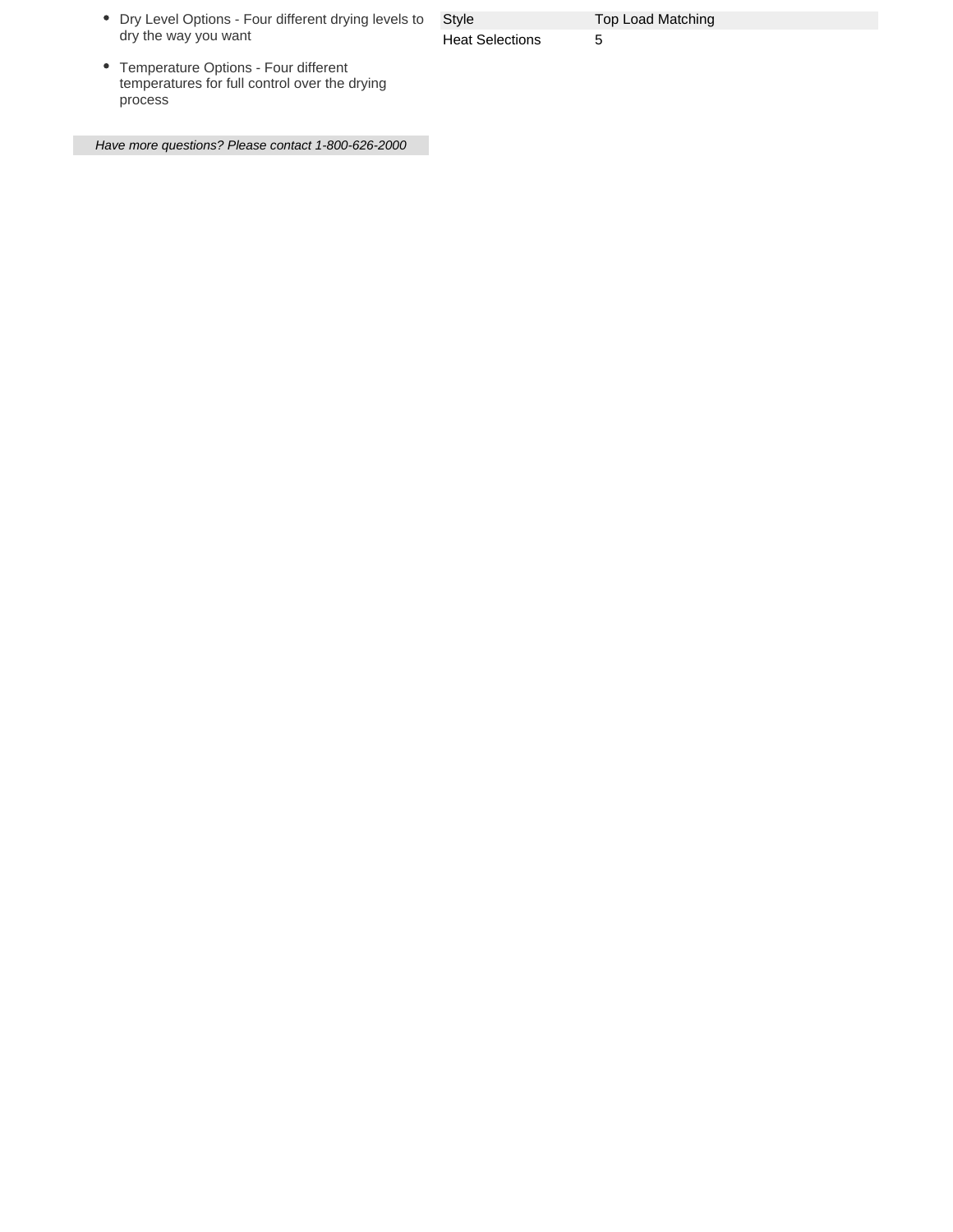- Dry Level Options - Four different drying levels to dry the way you want
- Temperature Options - Four different temperatures for full control over the drying process

*Have more questions? Please contact 1-800-626-2000*

| Style | Top Load Matching |
| --- | --- |
| Heat Selections | 5 |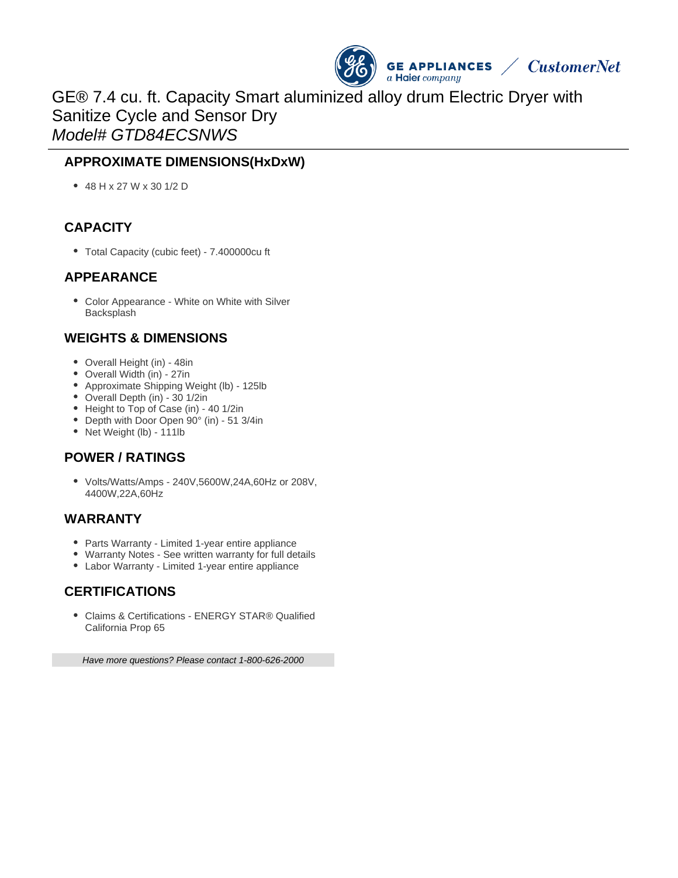GE® 7.4 cu. ft. Capacity Smart aluminized alloy drum Electric Dryer with Sanitize Cycle and Sensor Dry
*Model# GTD84ECSNWS*

## APPROXIMATE DIMENSIONS(HxDxW)

- 48 H x 27 W x 30 1/2 D

## CAPACITY

- Total Capacity (cubic feet) - 7.400000cu ft

## APPEARANCE

- Color Appearance - White on White with Silver Backsplash

## WEIGHTS & DIMENSIONS

- Overall Height (in) - 48in
- Overall Width (in) - 27in
- Approximate Shipping Weight (lb) - 125lb
- Overall Depth (in) - 30 1/2in
- Height to Top of Case (in) - 40 1/2in
- Depth with Door Open 90° (in) - 51 3/4in
- Net Weight (lb) - 111lb

## POWER / RATINGS

- Volts/Watts/Amps - 240V,5600W,24A,60Hz or 208V, 4400W,22A,60Hz

## WARRANTY

- Parts Warranty - Limited 1-year entire appliance
- Warranty Notes - See written warranty for full details
- Labor Warranty - Limited 1-year entire appliance

## CERTIFICATIONS

- Claims & Certifications - ENERGY STAR® Qualified California Prop 65

*Have more questions? Please contact 1-800-626-2000*